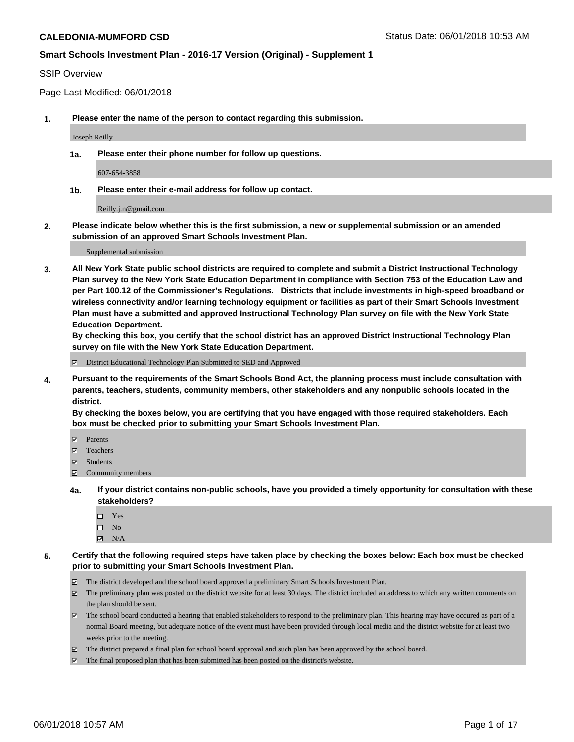# CALEDONIA-MUMFORD CSD

Status Date: 06/01/2018 10:53 AM

## Smart Schools Investment Plan - 2016-17 Version (Original) - Supplement 1

### SSIP Overview

Page Last Modified: 06/01/2018

**1. Please enter the name of the person to contact regarding this submission.**

Joseph Reilly

**1a. Please enter their phone number for follow up questions.**

607-654-3858

**1b. Please enter their e-mail address for follow up contact.**

Reilly.j.n@gmail.com

**2. Please indicate below whether this is the first submission, a new or supplemental submission or an amended submission of an approved Smart Schools Investment Plan.**

Supplemental submission

**3. All New York State public school districts are required to complete and submit a District Instructional Technology Plan survey to the New York State Education Department in compliance with Section 753 of the Education Law and per Part 100.12 of the Commissioner's Regulations. Districts that include investments in high-speed broadband or wireless connectivity and/or learning technology equipment or facilities as part of their Smart Schools Investment Plan must have a submitted and approved Instructional Technology Plan survey on file with the New York State Education Department.**
**By checking this box, you certify that the school district has an approved District Instructional Technology Plan survey on file with the New York State Education Department.**

- [x] District Educational Technology Plan Submitted to SED and Approved

**4. Pursuant to the requirements of the Smart Schools Bond Act, the planning process must include consultation with parents, teachers, students, community members, other stakeholders and any nonpublic schools located in the district.**
**By checking the boxes below, you are certifying that you have engaged with those required stakeholders. Each box must be checked prior to submitting your Smart Schools Investment Plan.**

- [x] Parents
- [x] Teachers
- [x] Students
- [x] Community members

**4a. If your district contains non-public schools, have you provided a timely opportunity for consultation with these stakeholders?**

- [ ] Yes
- [ ] No
- [x] N/A

**5. Certify that the following required steps have taken place by checking the boxes below: Each box must be checked prior to submitting your Smart Schools Investment Plan.**

- [x] The district developed and the school board approved a preliminary Smart Schools Investment Plan.
- [x] The preliminary plan was posted on the district website for at least 30 days. The district included an address to which any written comments on the plan should be sent.
- [x] The school board conducted a hearing that enabled stakeholders to respond to the preliminary plan. This hearing may have occured as part of a normal Board meeting, but adequate notice of the event must have been provided through local media and the district website for at least two weeks prior to the meeting.
- [x] The district prepared a final plan for school board approval and such plan has been approved by the school board.
- [x] The final proposed plan that has been submitted has been posted on the district's website.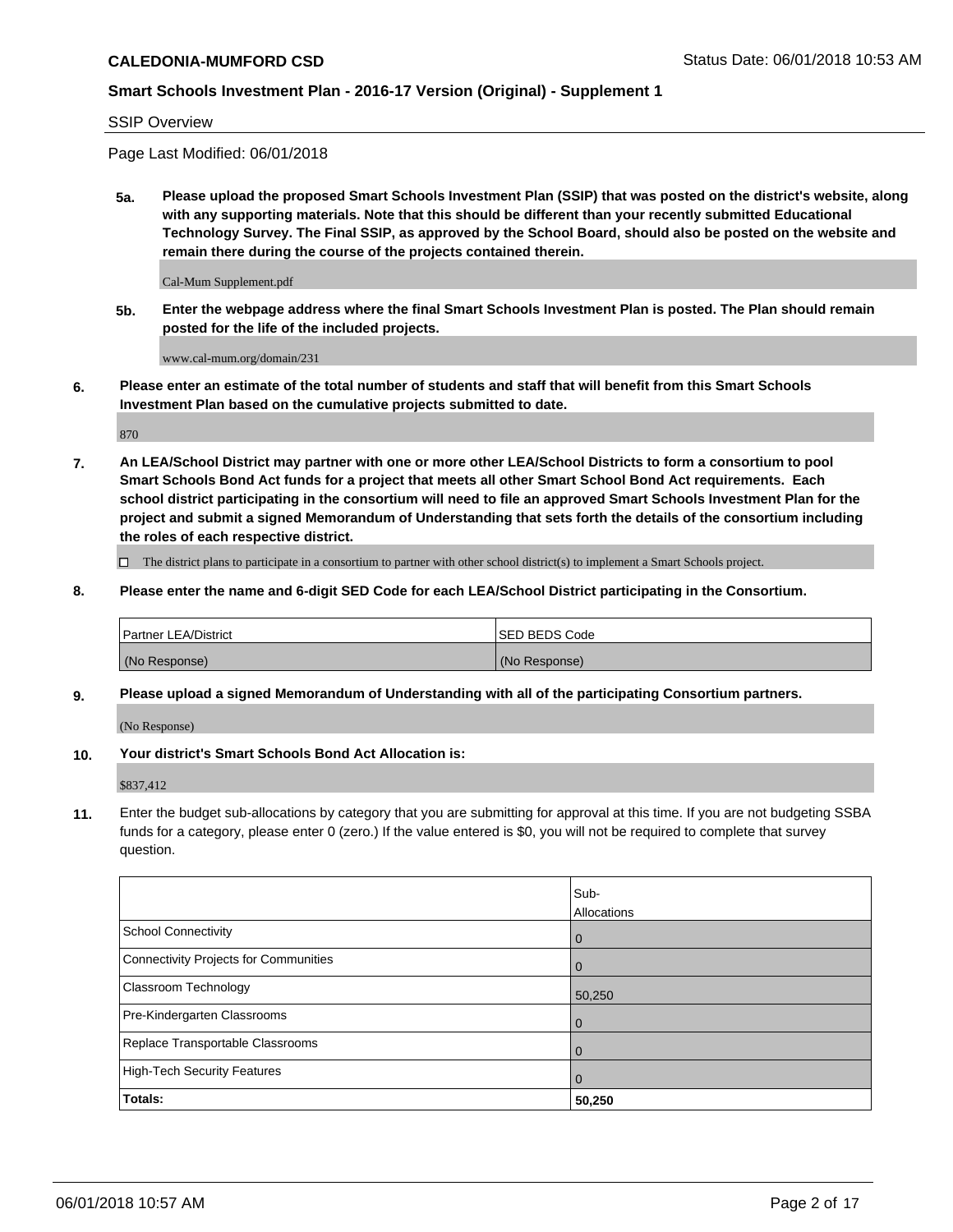SSIP Overview

Page Last Modified: 06/01/2018

**5a. Please upload the proposed Smart Schools Investment Plan (SSIP) that was posted on the district's website, along with any supporting materials. Note that this should be different than your recently submitted Educational Technology Survey. The Final SSIP, as approved by the School Board, should also be posted on the website and remain there during the course of the projects contained therein.**

Cal-Mum Supplement.pdf

**5b. Enter the webpage address where the final Smart Schools Investment Plan is posted. The Plan should remain posted for the life of the included projects.**

www.cal-mum.org/domain/231

**6. Please enter an estimate of the total number of students and staff that will benefit from this Smart Schools Investment Plan based on the cumulative projects submitted to date.**

870

**7. An LEA/School District may partner with one or more other LEA/School Districts to form a consortium to pool Smart Schools Bond Act funds for a project that meets all other Smart School Bond Act requirements. Each school district participating in the consortium will need to file an approved Smart Schools Investment Plan for the project and submit a signed Memorandum of Understanding that sets forth the details of the consortium including the roles of each respective district.**

☐ The district plans to participate in a consortium to partner with other school district(s) to implement a Smart Schools project.

**8. Please enter the name and 6-digit SED Code for each LEA/School District participating in the Consortium.**

| Partner LEA/District | SED BEDS Code |
|---|---|
| (No Response) | (No Response) |

**9. Please upload a signed Memorandum of Understanding with all of the participating Consortium partners.**

(No Response)

**10. Your district's Smart Schools Bond Act Allocation is:**

$837,412

**11.** Enter the budget sub-allocations by category that you are submitting for approval at this time. If you are not budgeting SSBA funds for a category, please enter 0 (zero.) If the value entered is $0, you will not be required to complete that survey question.

| | Sub-Allocations |
|---|---|
| School Connectivity | 0 |
| Connectivity Projects for Communities | 0 |
| Classroom Technology | 50,250 |
| Pre-Kindergarten Classrooms | 0 |
| Replace Transportable Classrooms | 0 |
| High-Tech Security Features | 0 |
| **Totals:** | **50,250** |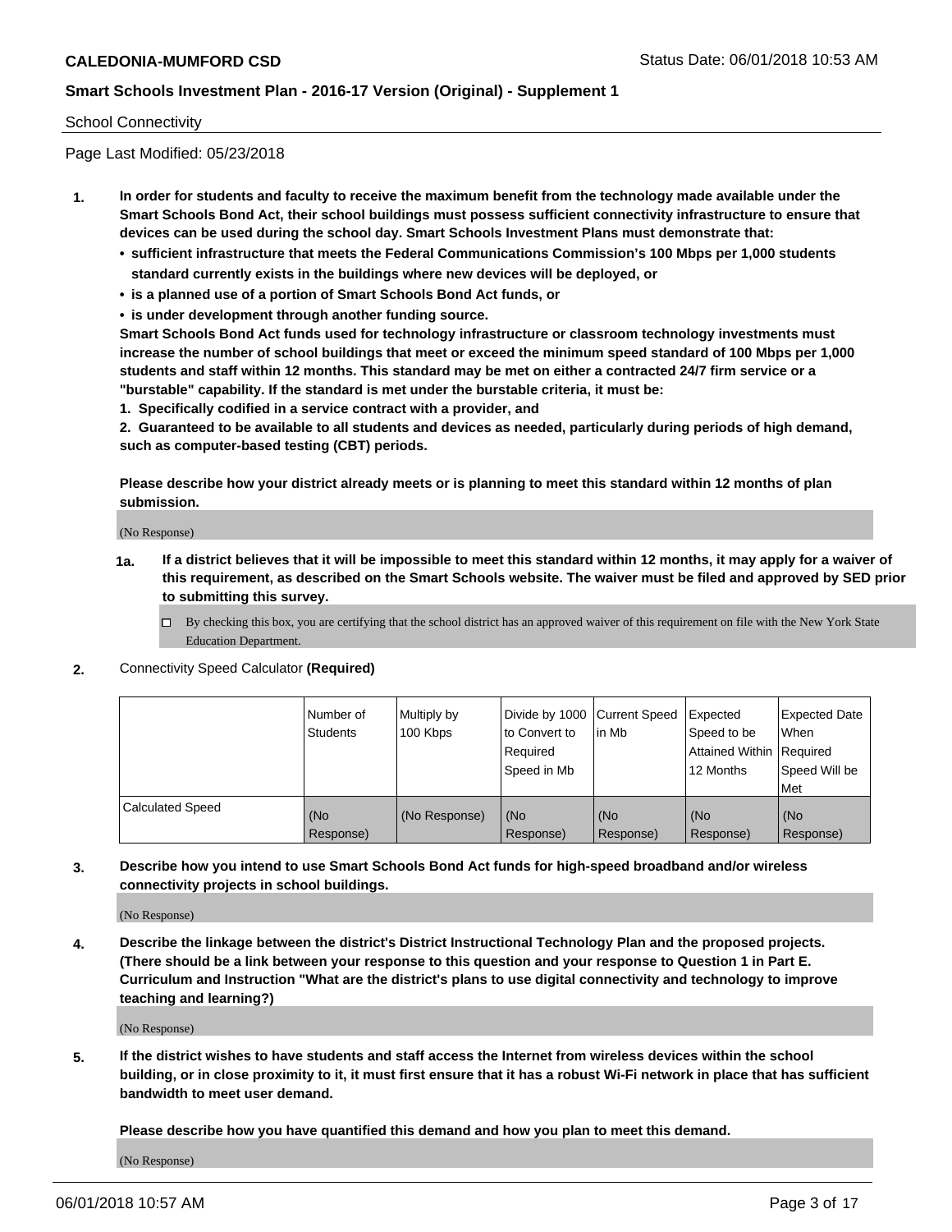School Connectivity

Page Last Modified: 05/23/2018

1. **In order for students and faculty to receive the maximum benefit from the technology made available under the Smart Schools Bond Act, their school buildings must possess sufficient connectivity infrastructure to ensure that devices can be used during the school day. Smart Schools Investment Plans must demonstrate that:**
   - **sufficient infrastructure that meets the Federal Communications Commission's 100 Mbps per 1,000 students standard currently exists in the buildings where new devices will be deployed, or**
   - **is a planned use of a portion of Smart Schools Bond Act funds, or**
   - **is under development through another funding source.**

   **Smart Schools Bond Act funds used for technology infrastructure or classroom technology investments must increase the number of school buildings that meet or exceed the minimum speed standard of 100 Mbps per 1,000 students and staff within 12 months. This standard may be met on either a contracted 24/7 firm service or a "burstable" capability. If the standard is met under the burstable criteria, it must be:**

   **1. Specifically codified in a service contract with a provider, and**

   **2. Guaranteed to be available to all students and devices as needed, particularly during periods of high demand, such as computer-based testing (CBT) periods.**

   **Please describe how your district already meets or is planning to meet this standard within 12 months of plan submission.**

   (No Response)

   **1a. If a district believes that it will be impossible to meet this standard within 12 months, it may apply for a waiver of this requirement, as described on the Smart Schools website. The waiver must be filed and approved by SED prior to submitting this survey.**

   ☐ By checking this box, you are certifying that the school district has an approved waiver of this requirement on file with the New York State Education Department.

2. Connectivity Speed Calculator **(Required)**

| | Number of Students | Multiply by 100 Kbps | Divide by 1000 to Convert to Required Speed in Mb | Current Speed in Mb | Expected Speed to be Attained Within 12 Months | Expected Date When Required Speed Will be Met |
|---|---|---|---|---|---|---|
| Calculated Speed | (No Response) | (No Response) | (No Response) | (No Response) | (No Response) | (No Response) |

3. **Describe how you intend to use Smart Schools Bond Act funds for high-speed broadband and/or wireless connectivity projects in school buildings.**

   (No Response)

4. **Describe the linkage between the district's District Instructional Technology Plan and the proposed projects. (There should be a link between your response to this question and your response to Question 1 in Part E. Curriculum and Instruction "What are the district's plans to use digital connectivity and technology to improve teaching and learning?)**

   (No Response)

5. **If the district wishes to have students and staff access the Internet from wireless devices within the school building, or in close proximity to it, it must first ensure that it has a robust Wi-Fi network in place that has sufficient bandwidth to meet user demand.**

   **Please describe how you have quantified this demand and how you plan to meet this demand.**

   (No Response)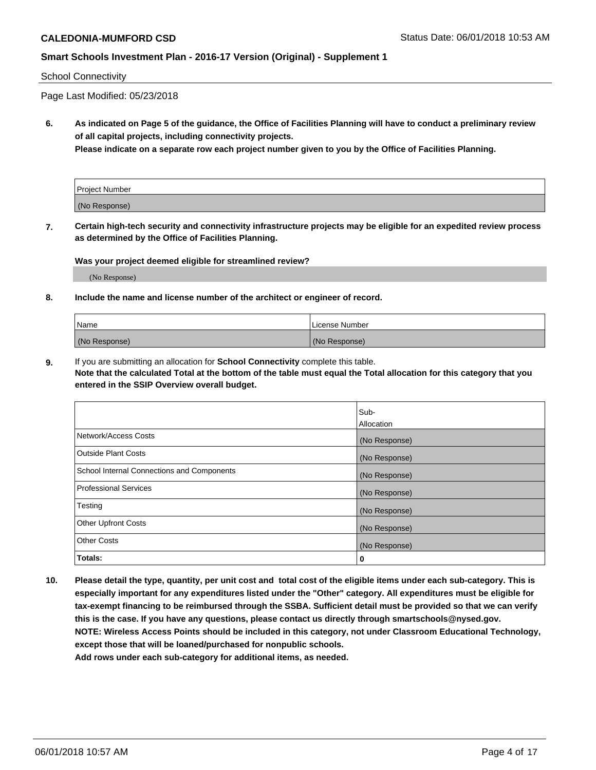School Connectivity

Page Last Modified: 05/23/2018

**6. As indicated on Page 5 of the guidance, the Office of Facilities Planning will have to conduct a preliminary review of all capital projects, including connectivity projects.**
**Please indicate on a separate row each project number given to you by the Office of Facilities Planning.**

| Project Number |
| --- |
| (No Response) |

**7. Certain high-tech security and connectivity infrastructure projects may be eligible for an expedited review process as determined by the Office of Facilities Planning.**

**Was your project deemed eligible for streamlined review?**

(No Response)

**8. Include the name and license number of the architect or engineer of record.**

| Name | License Number |
| --- | --- |
| (No Response) | (No Response) |

**9.** If you are submitting an allocation for **School Connectivity** complete this table.
**Note that the calculated Total at the bottom of the table must equal the Total allocation for this category that you entered in the SSIP Overview overall budget.**

| | Sub-Allocation |
| --- | --- |
| Network/Access Costs | (No Response) |
| Outside Plant Costs | (No Response) |
| School Internal Connections and Components | (No Response) |
| Professional Services | (No Response) |
| Testing | (No Response) |
| Other Upfront Costs | (No Response) |
| Other Costs | (No Response) |
| **Totals:** | **0** |

**10. Please detail the type, quantity, per unit cost and total cost of the eligible items under each sub-category. This is especially important for any expenditures listed under the "Other" category. All expenditures must be eligible for tax-exempt financing to be reimbursed through the SSBA. Sufficient detail must be provided so that we can verify this is the case. If you have any questions, please contact us directly through smartschools@nysed.gov.**
**NOTE: Wireless Access Points should be included in this category, not under Classroom Educational Technology, except those that will be loaned/purchased for nonpublic schools.**
**Add rows under each sub-category for additional items, as needed.**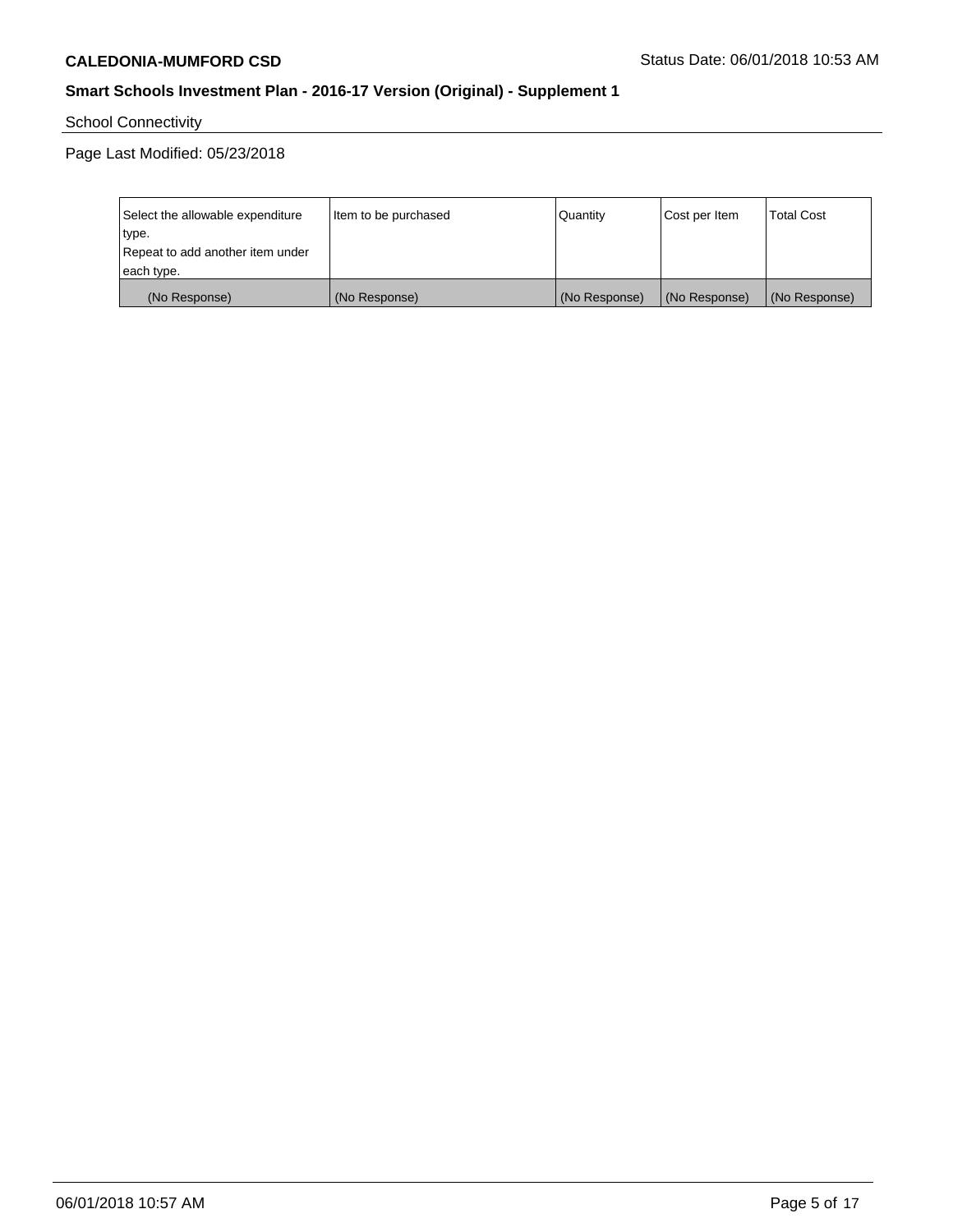School Connectivity

Page Last Modified: 05/23/2018

| Select the allowable expenditure type. Repeat to add another item under each type. | Item to be purchased | Quantity | Cost per Item | Total Cost |
|---|---|---|---|---|
| (No Response) | (No Response) | (No Response) | (No Response) | (No Response) |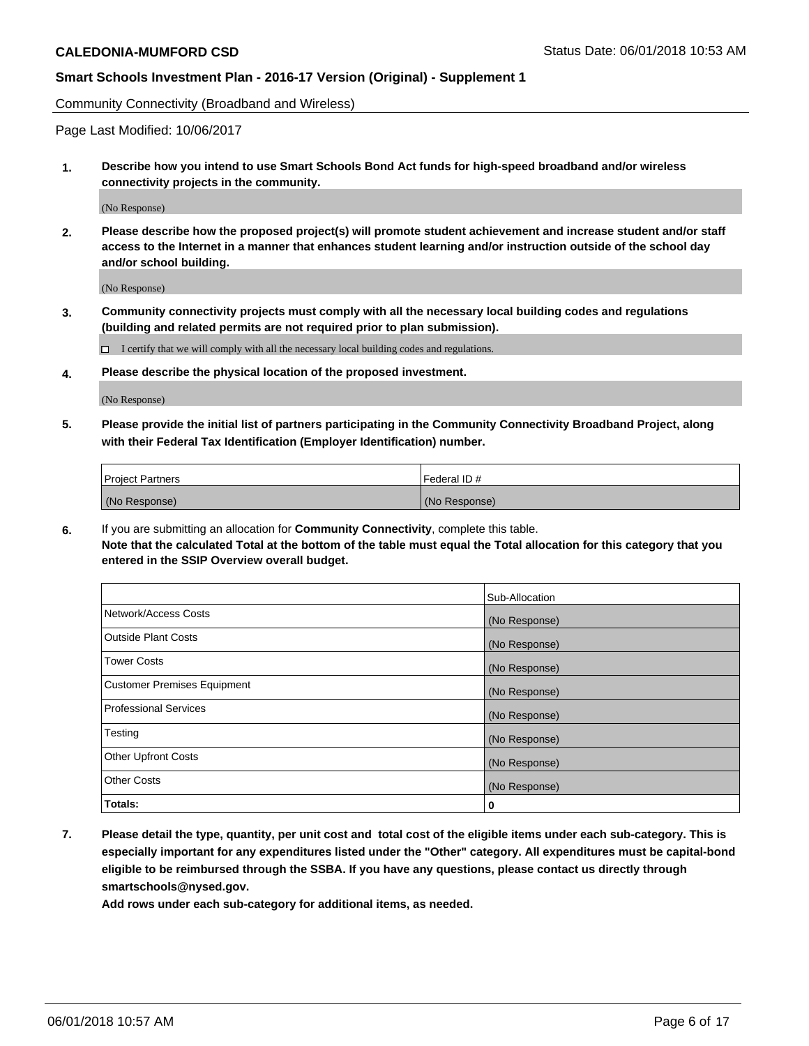Community Connectivity (Broadband and Wireless)

Page Last Modified: 10/06/2017

**1. Describe how you intend to use Smart Schools Bond Act funds for high-speed broadband and/or wireless connectivity projects in the community.**

(No Response)

**2. Please describe how the proposed project(s) will promote student achievement and increase student and/or staff access to the Internet in a manner that enhances student learning and/or instruction outside of the school day and/or school building.**

(No Response)

**3. Community connectivity projects must comply with all the necessary local building codes and regulations (building and related permits are not required prior to plan submission).**

☐ I certify that we will comply with all the necessary local building codes and regulations.

**4. Please describe the physical location of the proposed investment.**

(No Response)

**5. Please provide the initial list of partners participating in the Community Connectivity Broadband Project, along with their Federal Tax Identification (Employer Identification) number.**

| Project Partners | Federal ID # |
|---|---|
| (No Response) | (No Response) |

**6.** If you are submitting an allocation for **Community Connectivity**, complete this table.
**Note that the calculated Total at the bottom of the table must equal the Total allocation for this category that you entered in the SSIP Overview overall budget.**

| | Sub-Allocation |
|---|---|
| Network/Access Costs | (No Response) |
| Outside Plant Costs | (No Response) |
| Tower Costs | (No Response) |
| Customer Premises Equipment | (No Response) |
| Professional Services | (No Response) |
| Testing | (No Response) |
| Other Upfront Costs | (No Response) |
| Other Costs | (No Response) |
| **Totals:** | **0** |

**7. Please detail the type, quantity, per unit cost and total cost of the eligible items under each sub-category. This is especially important for any expenditures listed under the "Other" category. All expenditures must be capital-bond eligible to be reimbursed through the SSBA. If you have any questions, please contact us directly through smartschools@nysed.gov.**

**Add rows under each sub-category for additional items, as needed.**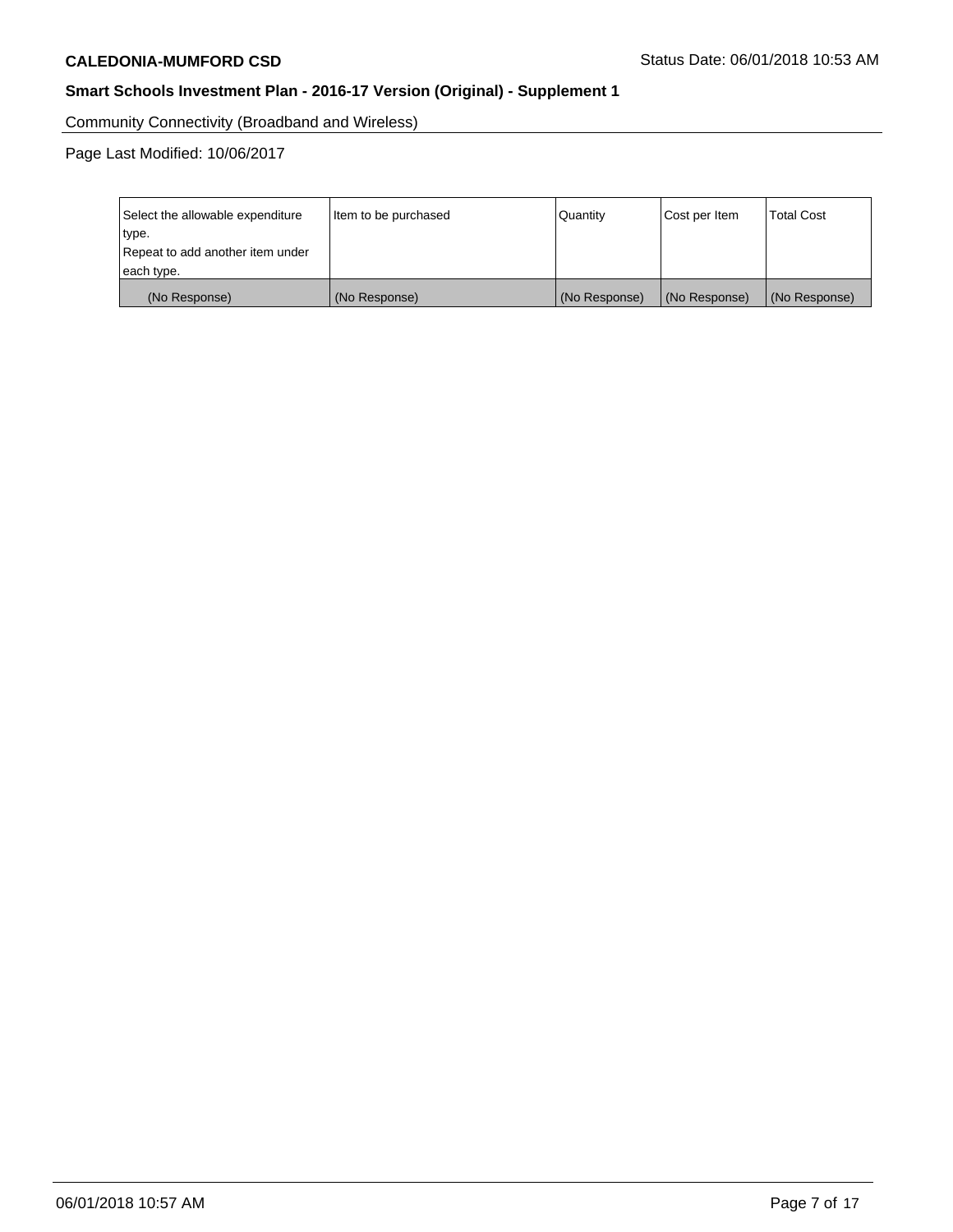Community Connectivity (Broadband and Wireless)

Page Last Modified: 10/06/2017

| Select the allowable expenditure type.<br>Repeat to add another item under each type. | Item to be purchased | Quantity | Cost per Item | Total Cost |
|---|---|---|---|---|
| (No Response) | (No Response) | (No Response) | (No Response) | (No Response) |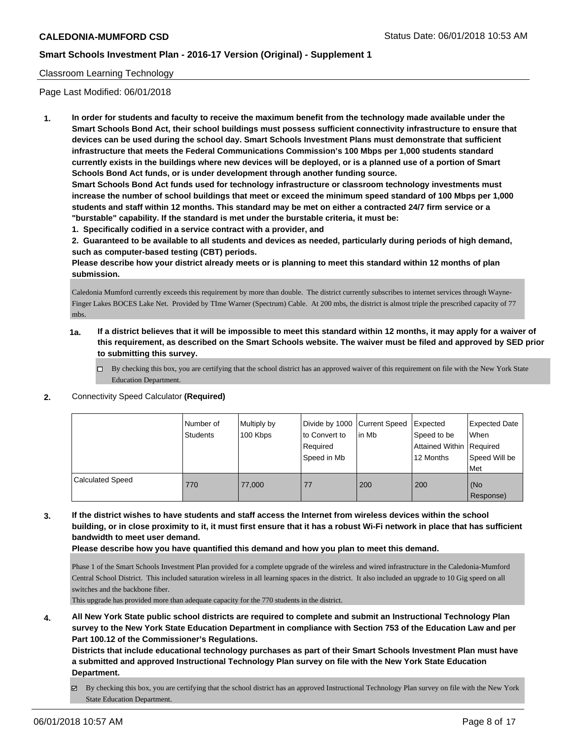Classroom Learning Technology

Page Last Modified: 06/01/2018

**1. In order for students and faculty to receive the maximum benefit from the technology made available under the Smart Schools Bond Act, their school buildings must possess sufficient connectivity infrastructure to ensure that devices can be used during the school day. Smart Schools Investment Plans must demonstrate that sufficient infrastructure that meets the Federal Communications Commission's 100 Mbps per 1,000 students standard currently exists in the buildings where new devices will be deployed, or is a planned use of a portion of Smart Schools Bond Act funds, or is under development through another funding source.**

**Smart Schools Bond Act funds used for technology infrastructure or classroom technology investments must increase the number of school buildings that meet or exceed the minimum speed standard of 100 Mbps per 1,000 students and staff within 12 months. This standard may be met on either a contracted 24/7 firm service or a "burstable" capability. If the standard is met under the burstable criteria, it must be:**

**1. Specifically codified in a service contract with a provider, and**

**2. Guaranteed to be available to all students and devices as needed, particularly during periods of high demand, such as computer-based testing (CBT) periods.**

**Please describe how your district already meets or is planning to meet this standard within 12 months of plan submission.**

Caledonia Mumford currently exceeds this requirement by more than double. The district currently subscribes to internet services through Wayne-Finger Lakes BOCES Lake Net. Provided by TIme Warner (Spectrum) Cable. At 200 mbs, the district is almost triple the prescribed capacity of 77 mbs.

**1a. If a district believes that it will be impossible to meet this standard within 12 months, it may apply for a waiver of this requirement, as described on the Smart Schools website. The waiver must be filed and approved by SED prior to submitting this survey.**

☐ By checking this box, you are certifying that the school district has an approved waiver of this requirement on file with the New York State Education Department.

**2.** Connectivity Speed Calculator **(Required)**

| | Number of Students | Multiply by 100 Kbps | Divide by 1000 to Convert to Required Speed in Mb | Current Speed in Mb | Expected Speed to be Attained Within 12 Months | Expected Date When Required Speed Will be Met |
|---|---|---|---|---|---|---|
| Calculated Speed | 770 | 77,000 | 77 | 200 | 200 | (No Response) |

**3. If the district wishes to have students and staff access the Internet from wireless devices within the school building, or in close proximity to it, it must first ensure that it has a robust Wi-Fi network in place that has sufficient bandwidth to meet user demand.**

**Please describe how you have quantified this demand and how you plan to meet this demand.**

Phase 1 of the Smart Schools Investment Plan provided for a complete upgrade of the wireless and wired infrastructure in the Caledonia-Mumford Central School District. This included saturation wireless in all learning spaces in the district. It also included an upgrade to 10 Gig speed on all switches and the backbone fiber.
This upgrade has provided more than adequate capacity for the 770 students in the district.

**4. All New York State public school districts are required to complete and submit an Instructional Technology Plan survey to the New York State Education Department in compliance with Section 753 of the Education Law and per Part 100.12 of the Commissioner's Regulations.**

**Districts that include educational technology purchases as part of their Smart Schools Investment Plan must have a submitted and approved Instructional Technology Plan survey on file with the New York State Education Department.**

☑ By checking this box, you are certifying that the school district has an approved Instructional Technology Plan survey on file with the New York State Education Department.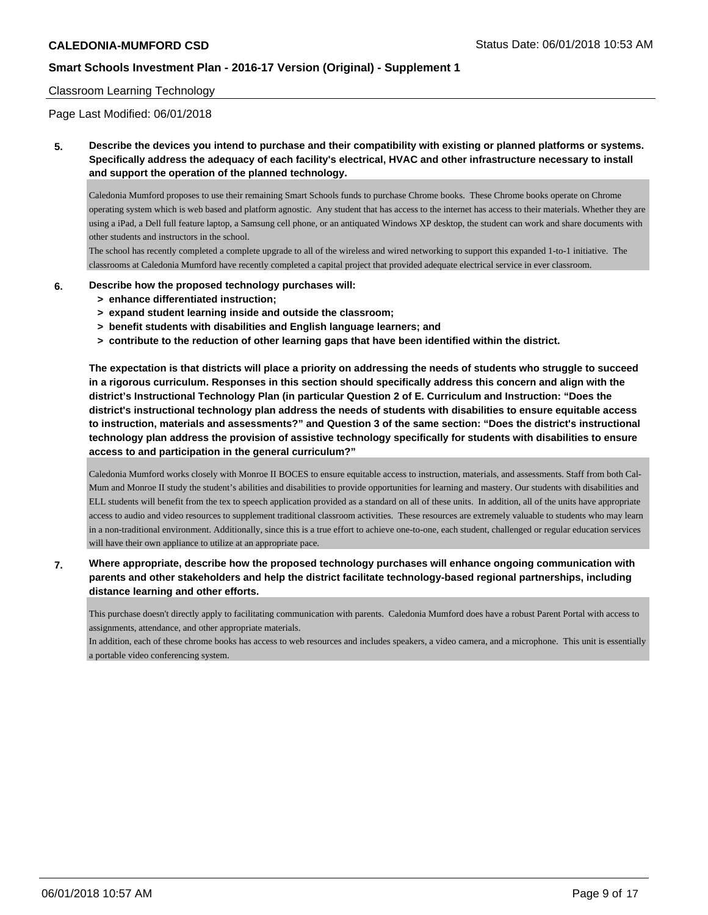Classroom Learning Technology

Page Last Modified: 06/01/2018

**5. Describe the devices you intend to purchase and their compatibility with existing or planned platforms or systems. Specifically address the adequacy of each facility's electrical, HVAC and other infrastructure necessary to install and support the operation of the planned technology.**

Caledonia Mumford proposes to use their remaining Smart Schools funds to purchase Chrome books. These Chrome books operate on Chrome operating system which is web based and platform agnostic. Any student that has access to the internet has access to their materials. Whether they are using a iPad, a Dell full feature laptop, a Samsung cell phone, or an antiquated Windows XP desktop, the student can work and share documents with other students and instructors in the school.

The school has recently completed a complete upgrade to all of the wireless and wired networking to support this expanded 1-to-1 initiative. The classrooms at Caledonia Mumford have recently completed a capital project that provided adequate electrical service in ever classroom.

**6. Describe how the proposed technology purchases will:**
- **> enhance differentiated instruction;**
- **> expand student learning inside and outside the classroom;**
- **> benefit students with disabilities and English language learners; and**
- **> contribute to the reduction of other learning gaps that have been identified within the district.**

**The expectation is that districts will place a priority on addressing the needs of students who struggle to succeed in a rigorous curriculum. Responses in this section should specifically address this concern and align with the district's Instructional Technology Plan (in particular Question 2 of E. Curriculum and Instruction: "Does the district's instructional technology plan address the needs of students with disabilities to ensure equitable access to instruction, materials and assessments?" and Question 3 of the same section: "Does the district's instructional technology plan address the provision of assistive technology specifically for students with disabilities to ensure access to and participation in the general curriculum?"**

Caledonia Mumford works closely with Monroe II BOCES to ensure equitable access to instruction, materials, and assessments. Staff from both Cal-Mum and Monroe II study the student's abilities and disabilities to provide opportunities for learning and mastery. Our students with disabilities and ELL students will benefit from the tex to speech application provided as a standard on all of these units. In addition, all of the units have appropriate access to audio and video resources to supplement traditional classroom activities. These resources are extremely valuable to students who may learn in a non-traditional environment. Additionally, since this is a true effort to achieve one-to-one, each student, challenged or regular education services will have their own appliance to utilize at an appropriate pace.

**7. Where appropriate, describe how the proposed technology purchases will enhance ongoing communication with parents and other stakeholders and help the district facilitate technology-based regional partnerships, including distance learning and other efforts.**

This purchase doesn't directly apply to facilitating communication with parents. Caledonia Mumford does have a robust Parent Portal with access to assignments, attendance, and other appropriate materials.

In addition, each of these chrome books has access to web resources and includes speakers, a video camera, and a microphone. This unit is essentially a portable video conferencing system.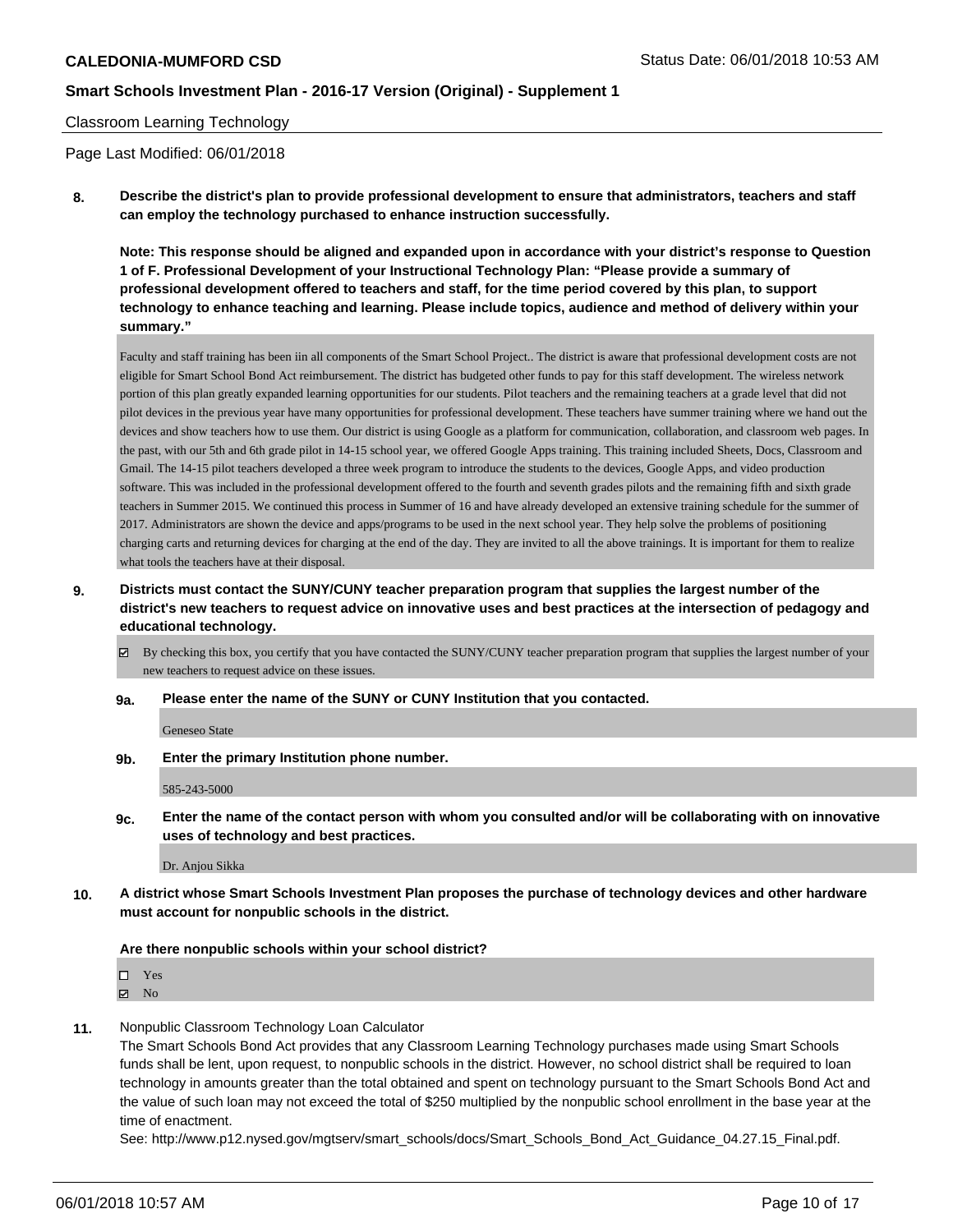Classroom Learning Technology

Page Last Modified: 06/01/2018

**8. Describe the district's plan to provide professional development to ensure that administrators, teachers and staff can employ the technology purchased to enhance instruction successfully.**

**Note: This response should be aligned and expanded upon in accordance with your district's response to Question 1 of F. Professional Development of your Instructional Technology Plan: "Please provide a summary of professional development offered to teachers and staff, for the time period covered by this plan, to support technology to enhance teaching and learning. Please include topics, audience and method of delivery within your summary."**

Faculty and staff training has been iin all components of the Smart School Project.. The district is aware that professional development costs are not eligible for Smart School Bond Act reimbursement. The district has budgeted other funds to pay for this staff development. The wireless network portion of this plan greatly expanded learning opportunities for our students. Pilot teachers and the remaining teachers at a grade level that did not pilot devices in the previous year have many opportunities for professional development. These teachers have summer training where we hand out the devices and show teachers how to use them. Our district is using Google as a platform for communication, collaboration, and classroom web pages. In the past, with our 5th and 6th grade pilot in 14-15 school year, we offered Google Apps training. This training included Sheets, Docs, Classroom and Gmail. The 14-15 pilot teachers developed a three week program to introduce the students to the devices, Google Apps, and video production software. This was included in the professional development offered to the fourth and seventh grades pilots and the remaining fifth and sixth grade teachers in Summer 2015. We continued this process in Summer of 16 and have already developed an extensive training schedule for the summer of 2017. Administrators are shown the device and apps/programs to be used in the next school year. They help solve the problems of positioning charging carts and returning devices for charging at the end of the day. They are invited to all the above trainings. It is important for them to realize what tools the teachers have at their disposal.

**9. Districts must contact the SUNY/CUNY teacher preparation program that supplies the largest number of the district's new teachers to request advice on innovative uses and best practices at the intersection of pedagogy and educational technology.**

☑ By checking this box, you certify that you have contacted the SUNY/CUNY teacher preparation program that supplies the largest number of your new teachers to request advice on these issues.

**9a. Please enter the name of the SUNY or CUNY Institution that you contacted.**

Geneseo State

**9b. Enter the primary Institution phone number.**

585-243-5000

**9c. Enter the name of the contact person with whom you consulted and/or will be collaborating with on innovative uses of technology and best practices.**

Dr. Anjou Sikka

**10. A district whose Smart Schools Investment Plan proposes the purchase of technology devices and other hardware must account for nonpublic schools in the district.**

**Are there nonpublic schools within your school district?**

☐ Yes
☑ No

**11.** Nonpublic Classroom Technology Loan Calculator

The Smart Schools Bond Act provides that any Classroom Learning Technology purchases made using Smart Schools funds shall be lent, upon request, to nonpublic schools in the district. However, no school district shall be required to loan technology in amounts greater than the total obtained and spent on technology pursuant to the Smart Schools Bond Act and the value of such loan may not exceed the total of $250 multiplied by the nonpublic school enrollment in the base year at the time of enactment.

See: http://www.p12.nysed.gov/mgtserv/smart_schools/docs/Smart_Schools_Bond_Act_Guidance_04.27.15_Final.pdf.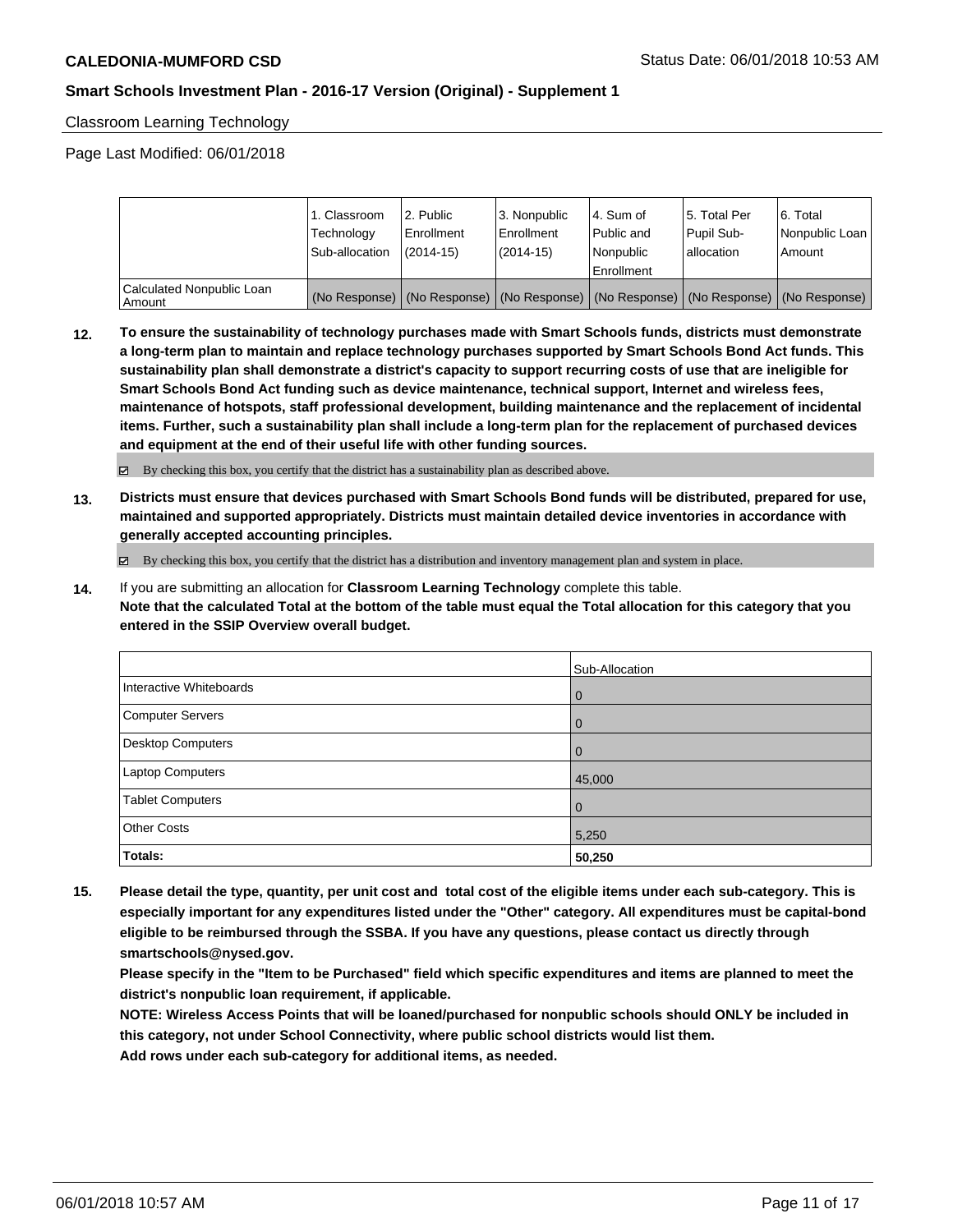Classroom Learning Technology

Page Last Modified: 06/01/2018

| | 1. Classroom Technology Sub-allocation | 2. Public Enrollment (2014-15) | 3. Nonpublic Enrollment (2014-15) | 4. Sum of Public and Nonpublic Enrollment | 5. Total Per Pupil Sub-allocation | 6. Total Nonpublic Loan Amount |
|---|---|---|---|---|---|---|
| Calculated Nonpublic Loan Amount | (No Response) | (No Response) | (No Response) | (No Response) | (No Response) | (No Response) |

**12. To ensure the sustainability of technology purchases made with Smart Schools funds, districts must demonstrate a long-term plan to maintain and replace technology purchases supported by Smart Schools Bond Act funds. This sustainability plan shall demonstrate a district's capacity to support recurring costs of use that are ineligible for Smart Schools Bond Act funding such as device maintenance, technical support, Internet and wireless fees, maintenance of hotspots, staff professional development, building maintenance and the replacement of incidental items. Further, such a sustainability plan shall include a long-term plan for the replacement of purchased devices and equipment at the end of their useful life with other funding sources.**

☑ By checking this box, you certify that the district has a sustainability plan as described above.

**13. Districts must ensure that devices purchased with Smart Schools Bond funds will be distributed, prepared for use, maintained and supported appropriately. Districts must maintain detailed device inventories in accordance with generally accepted accounting principles.**

☑ By checking this box, you certify that the district has a distribution and inventory management plan and system in place.

**14.** If you are submitting an allocation for **Classroom Learning Technology** complete this table.
**Note that the calculated Total at the bottom of the table must equal the Total allocation for this category that you entered in the SSIP Overview overall budget.**

| | Sub-Allocation |
|---|---|
| Interactive Whiteboards | 0 |
| Computer Servers | 0 |
| Desktop Computers | 0 |
| Laptop Computers | 45,000 |
| Tablet Computers | 0 |
| Other Costs | 5,250 |
| **Totals:** | **50,250** |

**15. Please detail the type, quantity, per unit cost and total cost of the eligible items under each sub-category. This is especially important for any expenditures listed under the "Other" category. All expenditures must be capital-bond eligible to be reimbursed through the SSBA. If you have any questions, please contact us directly through smartschools@nysed.gov.**
**Please specify in the "Item to be Purchased" field which specific expenditures and items are planned to meet the district's nonpublic loan requirement, if applicable.**
**NOTE: Wireless Access Points that will be loaned/purchased for nonpublic schools should ONLY be included in this category, not under School Connectivity, where public school districts would list them.**
**Add rows under each sub-category for additional items, as needed.**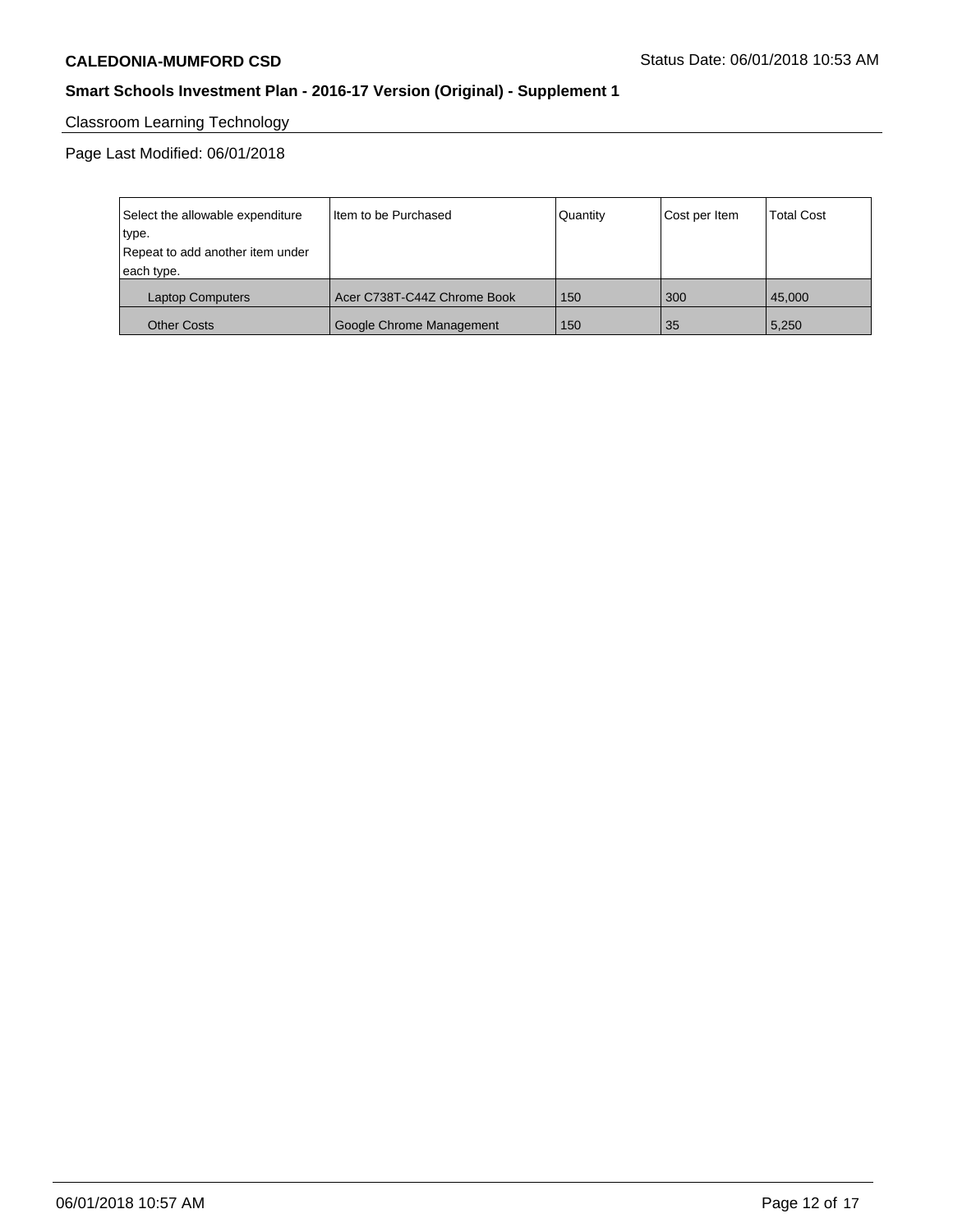Classroom Learning Technology

Page Last Modified: 06/01/2018

| Select the allowable expenditure type.<br>Repeat to add another item under each type. | Item to be Purchased | Quantity | Cost per Item | Total Cost |
|---|---|---|---|---|
| Laptop Computers | Acer C738T-C44Z Chrome Book | 150 | 300 | 45,000 |
| Other Costs | Google Chrome Management | 150 | 35 | 5,250 |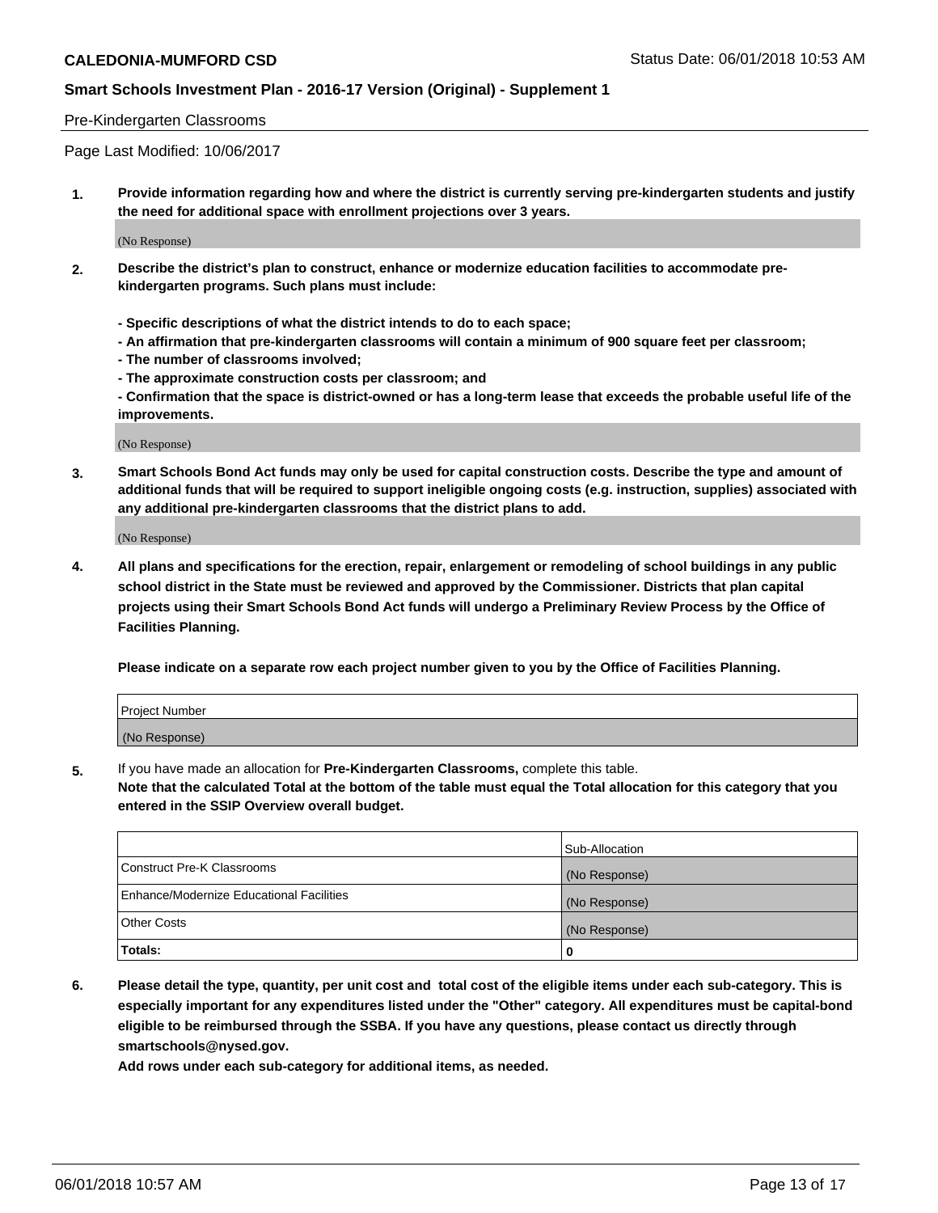Pre-Kindergarten Classrooms

Page Last Modified: 10/06/2017

**1. Provide information regarding how and where the district is currently serving pre-kindergarten students and justify the need for additional space with enrollment projections over 3 years.**

(No Response)

**2. Describe the district's plan to construct, enhance or modernize education facilities to accommodate pre-kindergarten programs. Such plans must include:**

**- Specific descriptions of what the district intends to do to each space;**
**- An affirmation that pre-kindergarten classrooms will contain a minimum of 900 square feet per classroom;**
**- The number of classrooms involved;**
**- The approximate construction costs per classroom; and**
**- Confirmation that the space is district-owned or has a long-term lease that exceeds the probable useful life of the improvements.**

(No Response)

**3. Smart Schools Bond Act funds may only be used for capital construction costs. Describe the type and amount of additional funds that will be required to support ineligible ongoing costs (e.g. instruction, supplies) associated with any additional pre-kindergarten classrooms that the district plans to add.**

(No Response)

**4. All plans and specifications for the erection, repair, enlargement or remodeling of school buildings in any public school district in the State must be reviewed and approved by the Commissioner. Districts that plan capital projects using their Smart Schools Bond Act funds will undergo a Preliminary Review Process by the Office of Facilities Planning.**

**Please indicate on a separate row each project number given to you by the Office of Facilities Planning.**

| Project Number |
|---|
| (No Response) |

**5.** If you have made an allocation for **Pre-Kindergarten Classrooms,** complete this table.
**Note that the calculated Total at the bottom of the table must equal the Total allocation for this category that you entered in the SSIP Overview overall budget.**

| | Sub-Allocation |
|---|---|
| Construct Pre-K Classrooms | (No Response) |
| Enhance/Modernize Educational Facilities | (No Response) |
| Other Costs | (No Response) |
| **Totals:** | **0** |

**6. Please detail the type, quantity, per unit cost and total cost of the eligible items under each sub-category. This is especially important for any expenditures listed under the "Other" category. All expenditures must be capital-bond eligible to be reimbursed through the SSBA. If you have any questions, please contact us directly through smartschools@nysed.gov.**

**Add rows under each sub-category for additional items, as needed.**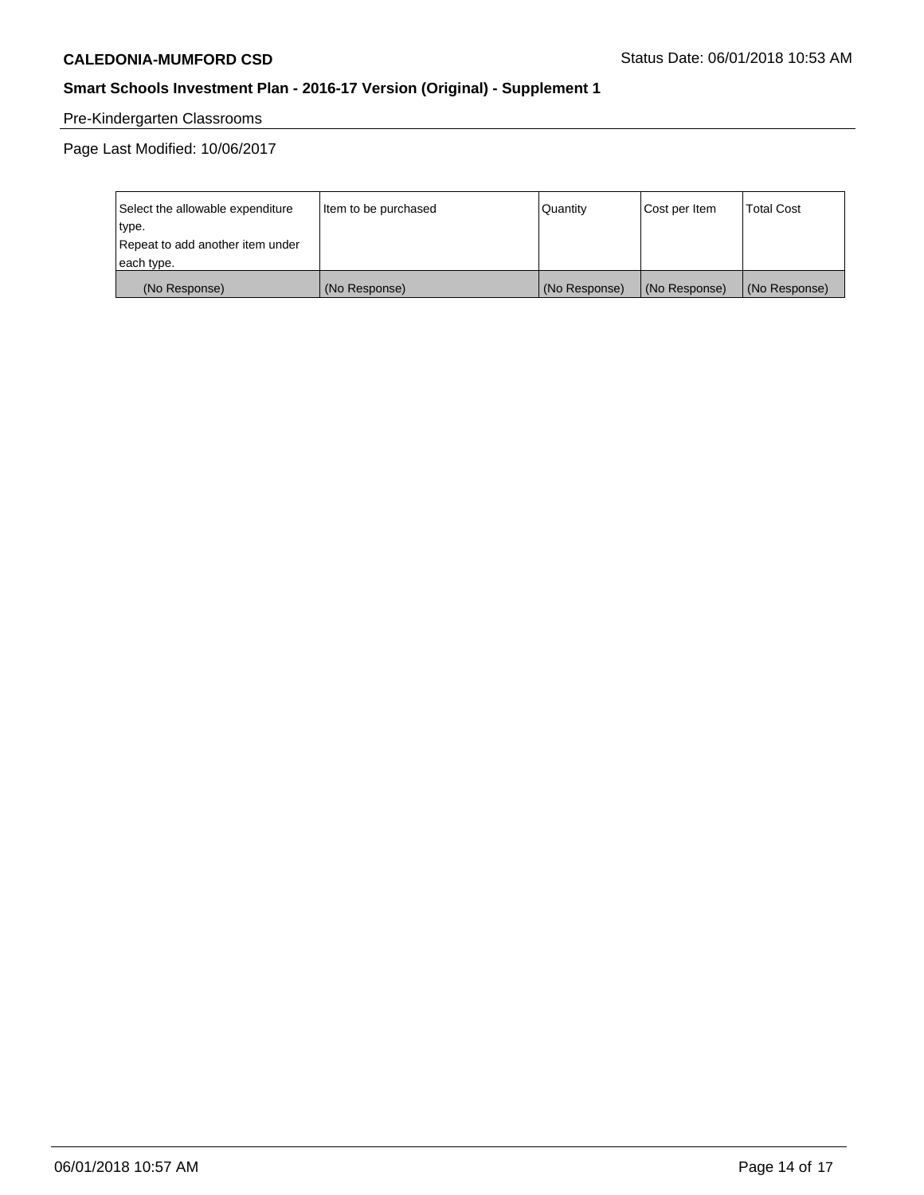Pre-Kindergarten Classrooms

Page Last Modified: 10/06/2017

| Select the allowable expenditure type. Repeat to add another item under each type. | Item to be purchased | Quantity | Cost per Item | Total Cost |
|---|---|---|---|---|
| (No Response) | (No Response) | (No Response) | (No Response) | (No Response) |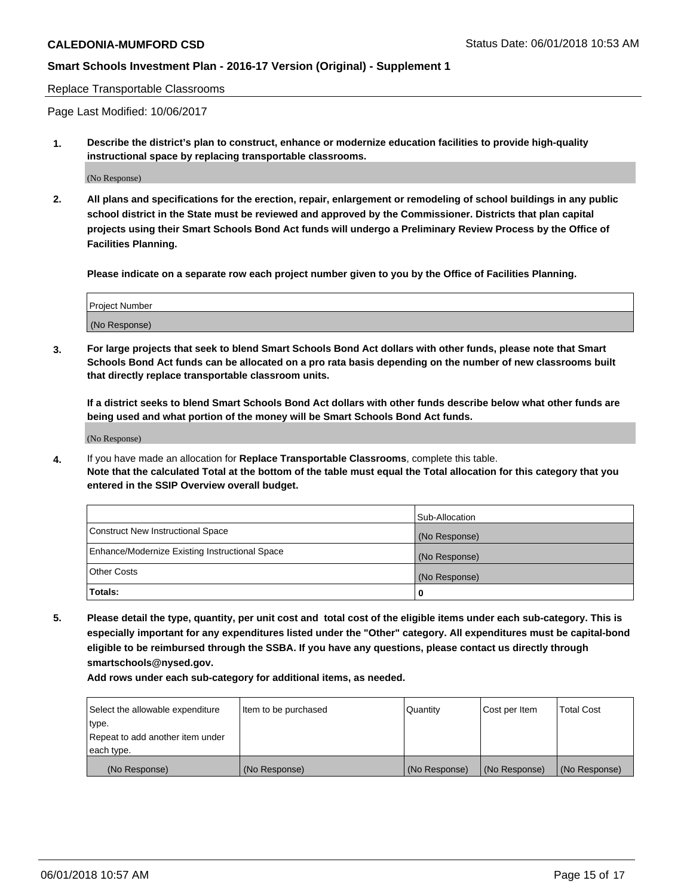Replace Transportable Classrooms

Page Last Modified: 10/06/2017

**1. Describe the district's plan to construct, enhance or modernize education facilities to provide high-quality instructional space by replacing transportable classrooms.**

(No Response)

**2. All plans and specifications for the erection, repair, enlargement or remodeling of school buildings in any public school district in the State must be reviewed and approved by the Commissioner. Districts that plan capital projects using their Smart Schools Bond Act funds will undergo a Preliminary Review Process by the Office of Facilities Planning.**

**Please indicate on a separate row each project number given to you by the Office of Facilities Planning.**

| Project Number |
|---|
| (No Response) |

**3. For large projects that seek to blend Smart Schools Bond Act dollars with other funds, please note that Smart Schools Bond Act funds can be allocated on a pro rata basis depending on the number of new classrooms built that directly replace transportable classroom units.**

**If a district seeks to blend Smart Schools Bond Act dollars with other funds describe below what other funds are being used and what portion of the money will be Smart Schools Bond Act funds.**

(No Response)

**4.** If you have made an allocation for **Replace Transportable Classrooms**, complete this table. **Note that the calculated Total at the bottom of the table must equal the Total allocation for this category that you entered in the SSIP Overview overall budget.**

| | Sub-Allocation |
|---|---|
| Construct New Instructional Space | (No Response) |
| Enhance/Modernize Existing Instructional Space | (No Response) |
| Other Costs | (No Response) |
| **Totals:** | **0** |

**5. Please detail the type, quantity, per unit cost and total cost of the eligible items under each sub-category. This is especially important for any expenditures listed under the "Other" category. All expenditures must be capital-bond eligible to be reimbursed through the SSBA. If you have any questions, please contact us directly through smartschools@nysed.gov.**

**Add rows under each sub-category for additional items, as needed.**

| Select the allowable expenditure type. Repeat to add another item under each type. | Item to be purchased | Quantity | Cost per Item | Total Cost |
|---|---|---|---|---|
| (No Response) | (No Response) | (No Response) | (No Response) | (No Response) |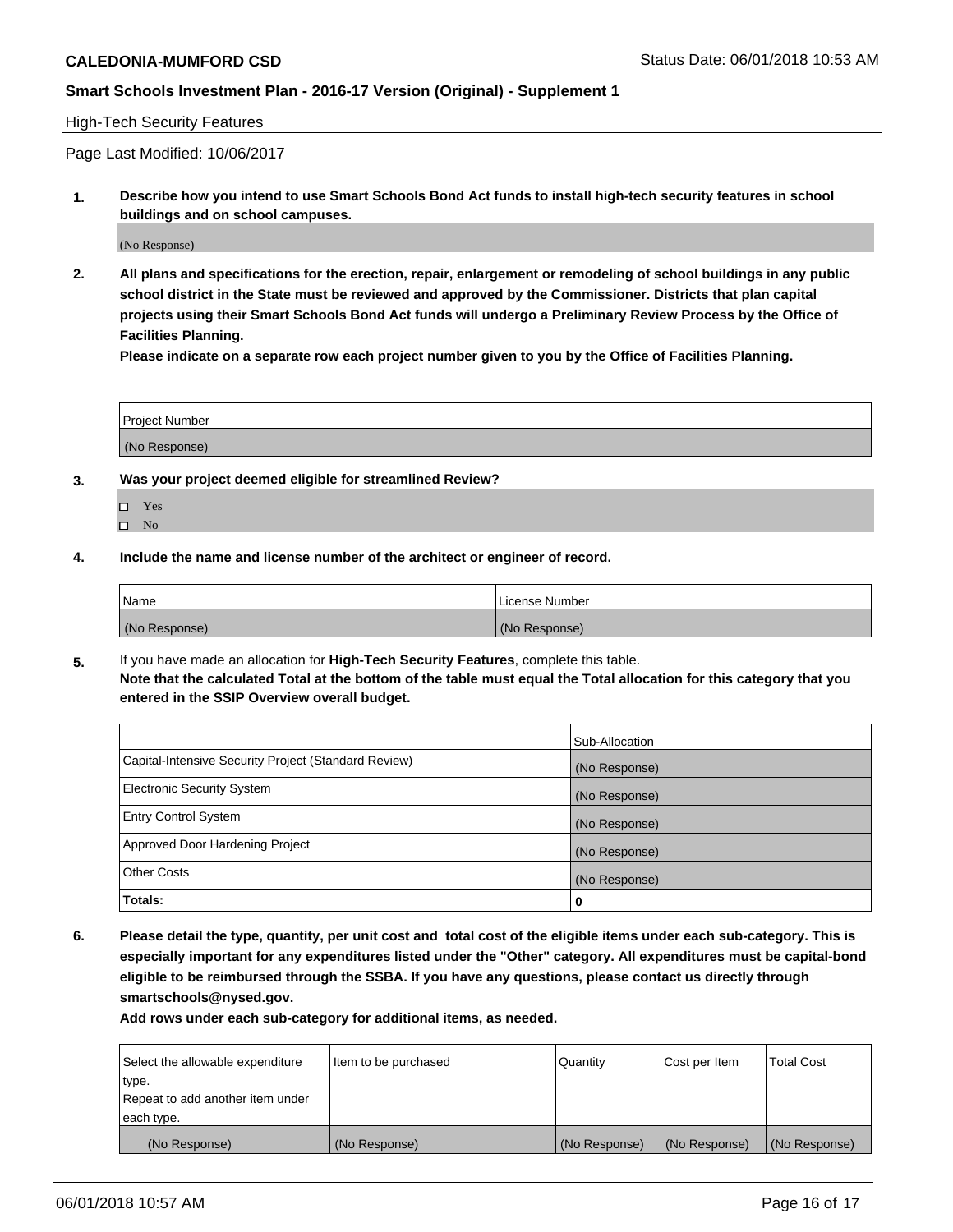High-Tech Security Features

Page Last Modified: 10/06/2017

**1. Describe how you intend to use Smart Schools Bond Act funds to install high-tech security features in school buildings and on school campuses.**

(No Response)

**2. All plans and specifications for the erection, repair, enlargement or remodeling of school buildings in any public school district in the State must be reviewed and approved by the Commissioner. Districts that plan capital projects using their Smart Schools Bond Act funds will undergo a Preliminary Review Process by the Office of Facilities Planning.**

**Please indicate on a separate row each project number given to you by the Office of Facilities Planning.**

| Project Number |
| --- |
| (No Response) |

**3. Was your project deemed eligible for streamlined Review?**

- ☐ Yes
- ☐ No

**4. Include the name and license number of the architect or engineer of record.**

| Name | License Number |
| --- | --- |
| (No Response) | (No Response) |

**5.** If you have made an allocation for **High-Tech Security Features**, complete this table.
**Note that the calculated Total at the bottom of the table must equal the Total allocation for this category that you entered in the SSIP Overview overall budget.**

| | Sub-Allocation |
| --- | --- |
| Capital-Intensive Security Project (Standard Review) | (No Response) |
| Electronic Security System | (No Response) |
| Entry Control System | (No Response) |
| Approved Door Hardening Project | (No Response) |
| Other Costs | (No Response) |
| **Totals:** | **0** |

**6. Please detail the type, quantity, per unit cost and total cost of the eligible items under each sub-category. This is especially important for any expenditures listed under the "Other" category. All expenditures must be capital-bond eligible to be reimbursed through the SSBA. If you have any questions, please contact us directly through smartschools@nysed.gov.**

**Add rows under each sub-category for additional items, as needed.**

| Select the allowable expenditure type. Repeat to add another item under each type. | Item to be purchased | Quantity | Cost per Item | Total Cost |
| --- | --- | --- | --- | --- |
| (No Response) | (No Response) | (No Response) | (No Response) | (No Response) |